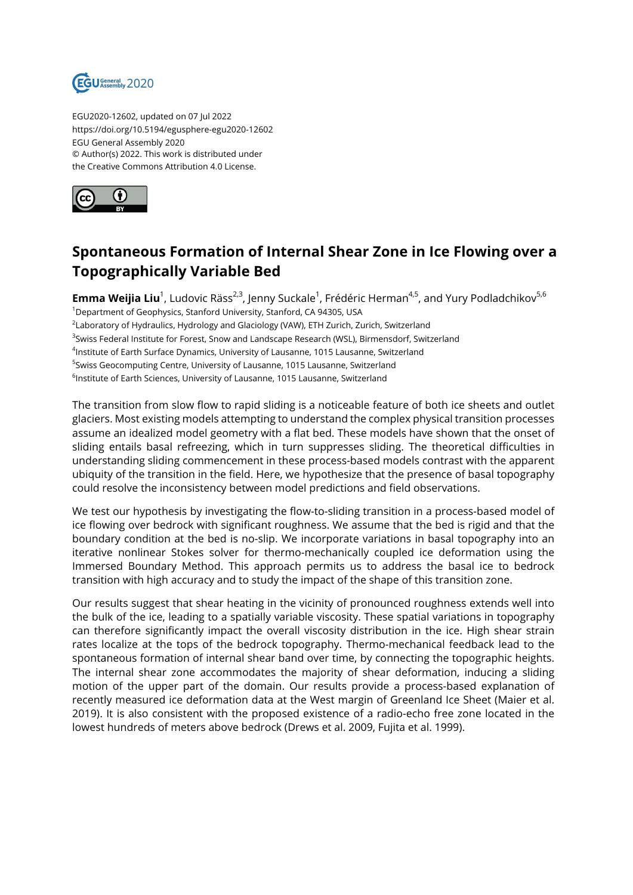EGU2020-12602, updated on 07 Jul 2022
https://doi.org/10.5194/egusphere-egu2020-12602
EGU General Assembly 2020
© Author(s) 2022. This work is distributed under
the Creative Commons Attribution 4.0 License.

# Spontaneous Formation of Internal Shear Zone in Ice Flowing over a Topographically Variable Bed

**Emma Weijia Liu**[1], Ludovic Räss[2,3], Jenny Suckale[1], Frédéric Herman[4,5], and Yury Podladchikov[5,6]

[1]Department of Geophysics, Stanford University, Stanford, CA 94305, USA
[2]Laboratory of Hydraulics, Hydrology and Glaciology (VAW), ETH Zurich, Zurich, Switzerland
[3]Swiss Federal Institute for Forest, Snow and Landscape Research (WSL), Birmensdorf, Switzerland
[4]Institute of Earth Surface Dynamics, University of Lausanne, 1015 Lausanne, Switzerland
[5]Swiss Geocomputing Centre, University of Lausanne, 1015 Lausanne, Switzerland
[6]Institute of Earth Sciences, University of Lausanne, 1015 Lausanne, Switzerland

The transition from slow flow to rapid sliding is a noticeable feature of both ice sheets and outlet glaciers. Most existing models attempting to understand the complex physical transition processes assume an idealized model geometry with a flat bed. These models have shown that the onset of sliding entails basal refreezing, which in turn suppresses sliding. The theoretical difficulties in understanding sliding commencement in these process-based models contrast with the apparent ubiquity of the transition in the field. Here, we hypothesize that the presence of basal topography could resolve the inconsistency between model predictions and field observations.

We test our hypothesis by investigating the flow-to-sliding transition in a process-based model of ice flowing over bedrock with significant roughness. We assume that the bed is rigid and that the boundary condition at the bed is no-slip. We incorporate variations in basal topography into an iterative nonlinear Stokes solver for thermo-mechanically coupled ice deformation using the Immersed Boundary Method. This approach permits us to address the basal ice to bedrock transition with high accuracy and to study the impact of the shape of this transition zone.

Our results suggest that shear heating in the vicinity of pronounced roughness extends well into the bulk of the ice, leading to a spatially variable viscosity. These spatial variations in topography can therefore significantly impact the overall viscosity distribution in the ice. High shear strain rates localize at the tops of the bedrock topography. Thermo-mechanical feedback lead to the spontaneous formation of internal shear band over time, by connecting the topographic heights. The internal shear zone accommodates the majority of shear deformation, inducing a sliding motion of the upper part of the domain. Our results provide a process-based explanation of recently measured ice deformation data at the West margin of Greenland Ice Sheet (Maier et al. 2019). It is also consistent with the proposed existence of a radio-echo free zone located in the lowest hundreds of meters above bedrock (Drews et al. 2009, Fujita et al. 1999).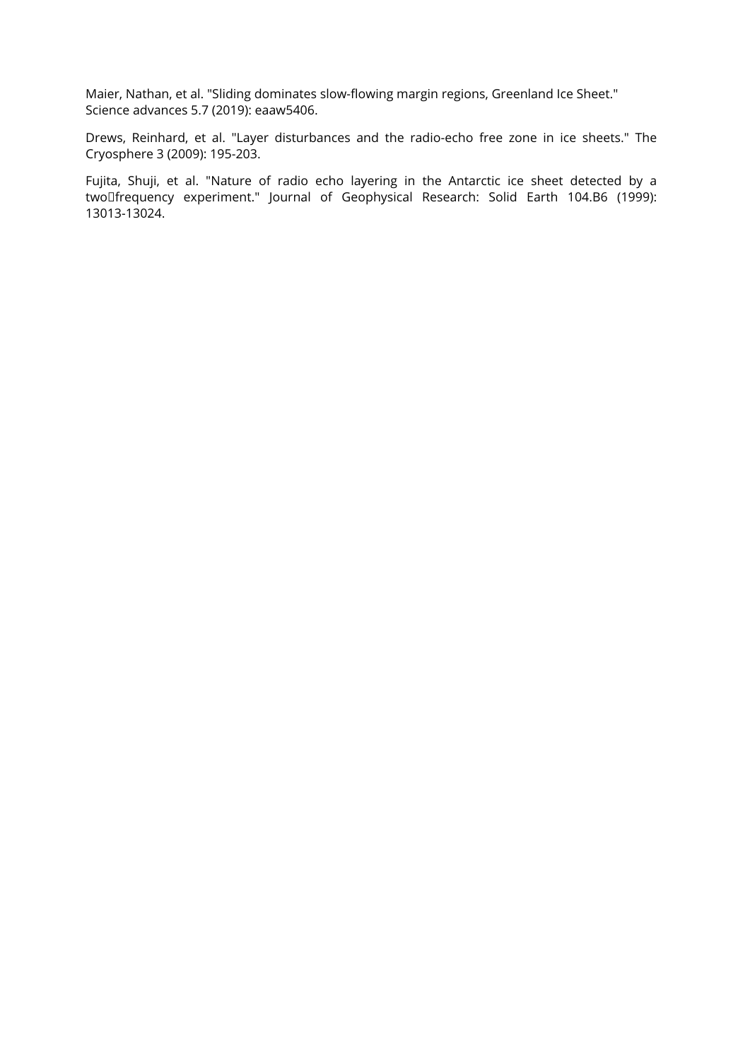Maier, Nathan, et al. "Sliding dominates slow-flowing margin regions, Greenland Ice Sheet." Science advances 5.7 (2019): eaaw5406.

Drews, Reinhard, et al. "Layer disturbances and the radio-echo free zone in ice sheets." The Cryosphere 3 (2009): 195-203.

Fujita, Shuji, et al. "Nature of radio echo layering in the Antarctic ice sheet detected by a two-frequency experiment." Journal of Geophysical Research: Solid Earth 104.B6 (1999): 13013-13024.